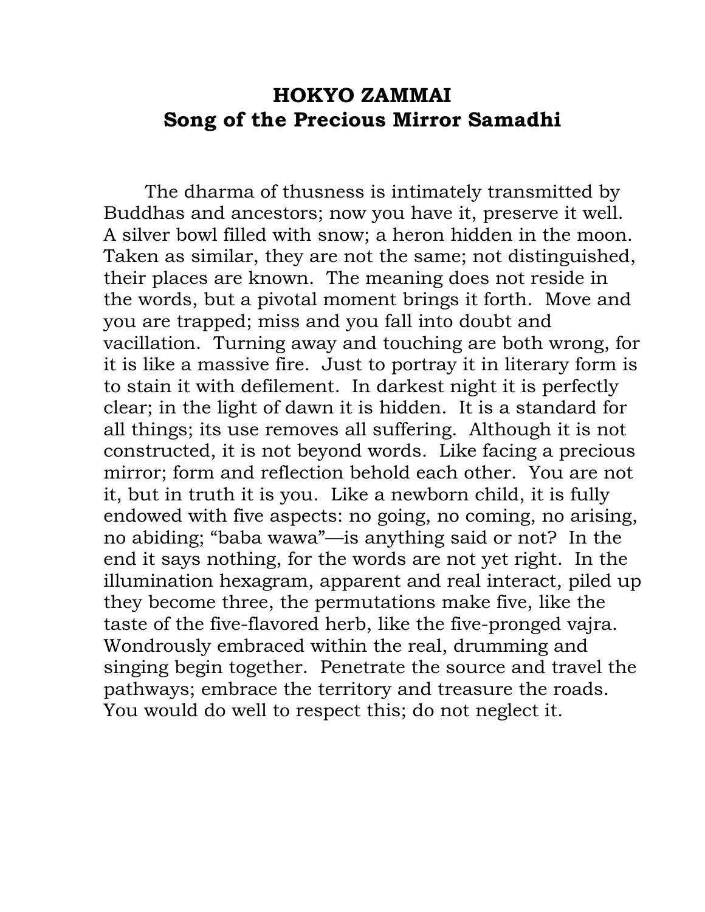# HOKYO ZAMMAI
## Song of the Precious Mirror Samadhi

The dharma of thusness is intimately transmitted by Buddhas and ancestors; now you have it, preserve it well. A silver bowl filled with snow; a heron hidden in the moon. Taken as similar, they are not the same; not distinguished, their places are known. The meaning does not reside in the words, but a pivotal moment brings it forth. Move and you are trapped; miss and you fall into doubt and vacillation. Turning away and touching are both wrong, for it is like a massive fire. Just to portray it in literary form is to stain it with defilement. In darkest night it is perfectly clear; in the light of dawn it is hidden. It is a standard for all things; its use removes all suffering. Although it is not constructed, it is not beyond words. Like facing a precious mirror; form and reflection behold each other. You are not it, but in truth it is you. Like a newborn child, it is fully endowed with five aspects: no going, no coming, no arising, no abiding; "baba wawa"—is anything said or not? In the end it says nothing, for the words are not yet right. In the illumination hexagram, apparent and real interact, piled up they become three, the permutations make five, like the taste of the five-flavored herb, like the five-pronged vajra. Wondrously embraced within the real, drumming and singing begin together. Penetrate the source and travel the pathways; embrace the territory and treasure the roads. You would do well to respect this; do not neglect it.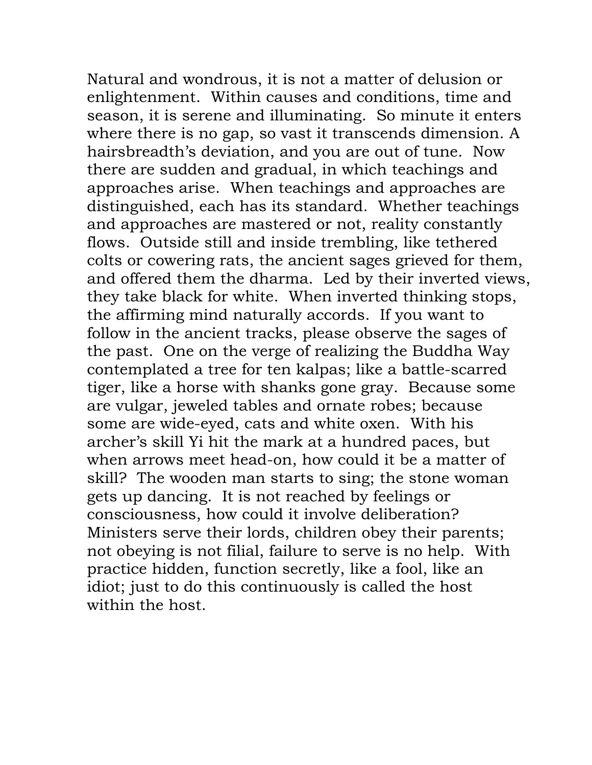Natural and wondrous, it is not a matter of delusion or enlightenment. Within causes and conditions, time and season, it is serene and illuminating. So minute it enters where there is no gap, so vast it transcends dimension. A hairsbreadth's deviation, and you are out of tune. Now there are sudden and gradual, in which teachings and approaches arise. When teachings and approaches are distinguished, each has its standard. Whether teachings and approaches are mastered or not, reality constantly flows. Outside still and inside trembling, like tethered colts or cowering rats, the ancient sages grieved for them, and offered them the dharma. Led by their inverted views, they take black for white. When inverted thinking stops, the affirming mind naturally accords. If you want to follow in the ancient tracks, please observe the sages of the past. One on the verge of realizing the Buddha Way contemplated a tree for ten kalpas; like a battle-scarred tiger, like a horse with shanks gone gray. Because some are vulgar, jeweled tables and ornate robes; because some are wide-eyed, cats and white oxen. With his archer's skill Yi hit the mark at a hundred paces, but when arrows meet head-on, how could it be a matter of skill? The wooden man starts to sing; the stone woman gets up dancing. It is not reached by feelings or consciousness, how could it involve deliberation? Ministers serve their lords, children obey their parents; not obeying is not filial, failure to serve is no help. With practice hidden, function secretly, like a fool, like an idiot; just to do this continuously is called the host within the host.